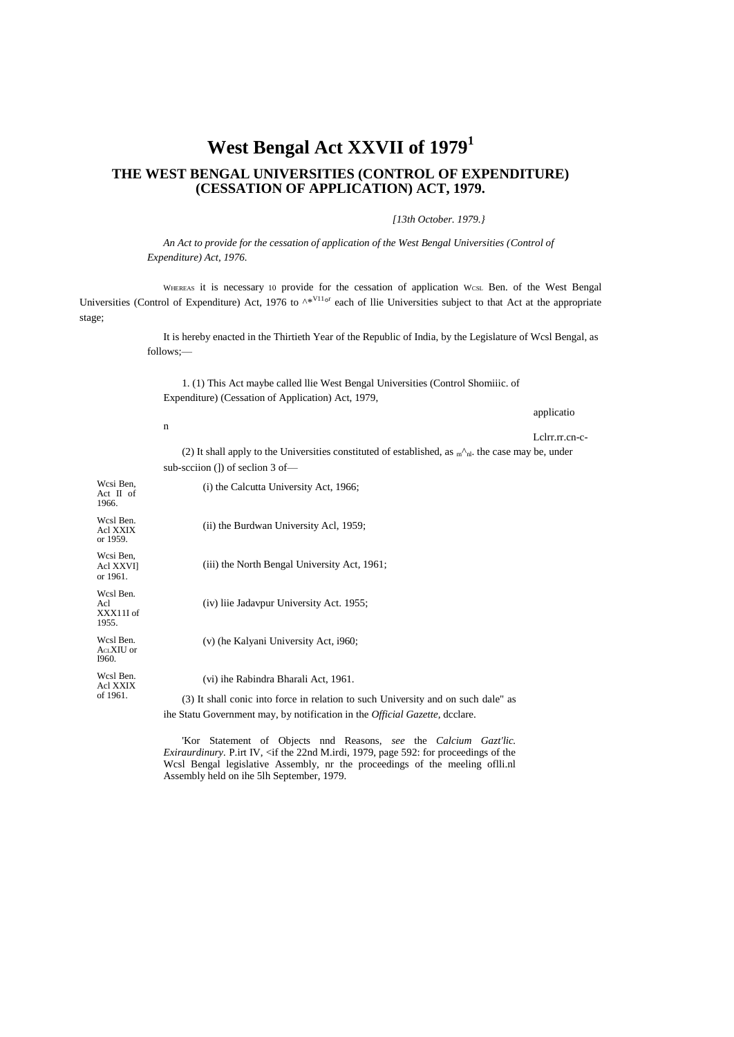# West Bengal Act XXVII of 1979[1]

## THE WEST BENGAL UNIVERSITIES (CONTROL OF EXPENDITURE) (CESSATION OF APPLICATION) ACT, 1979.

*[13th October. 1979.}*

*An Act to provide for the cessation of application of the West Bengal Universities (Control of Expenditure) Act, 1976.*

WHEREAS it is necessary 10 provide for the cessation of application WCSL Ben. of the West Bengal Universities (Control of Expenditure) Act, 1976 to ^*V11or each of llie Universities subject to that Act at the appropriate stage;

It is hereby enacted in the Thirtieth Year of the Republic of India, by the Legislature of Wcsl Bengal, as follows;—

1. (1) This Act maybe called llie West Bengal Universities (Control Shomiiic. of Expenditure) (Cessation of Application) Act, 1979,

applicatio

n

Lclrr.rr.cn-c-

(2) It shall apply to the Universities constituted of established, as m^nl. the case may be, under sub-scciion (]) of seclion 3 of—

Wcsi Ben, Act II of 1966. (i) the Calcutta University Act, 1966;

Wcsl Ben. Acl XXIX or 1959. (ii) the Burdwan University Acl, 1959;

Wcsi Ben, Acl XXVI] or 1961. (iii) the North Bengal University Act, 1961;

Wcsl Ben. Acl XXX11I of 1955. (iv) liie Jadavpur University Act. 1955;

Wcsl Ben. AcLXIU or I960. (v) (he Kalyani University Act, i960;

Wcsl Ben. Acl XXIX of 1961. (vi) ihe Rabindra Bharali Act, 1961.

(3) It shall conic into force in relation to such University and on such dale" as ihe Statu Government may, by notification in the *Official Gazette,* dcclare.

[1]Kor Statement of Objects nnd Reasons, *see* the *Calcium Gazt'lic. Exiraurdinury.* P.irt IV, <if the 22nd M.irdi, 1979, page 592: for proceedings of the Wcsl Bengal legislative Assembly, nr the proceedings of the meeling oflli.nl Assembly held on ihe 5lh September, 1979.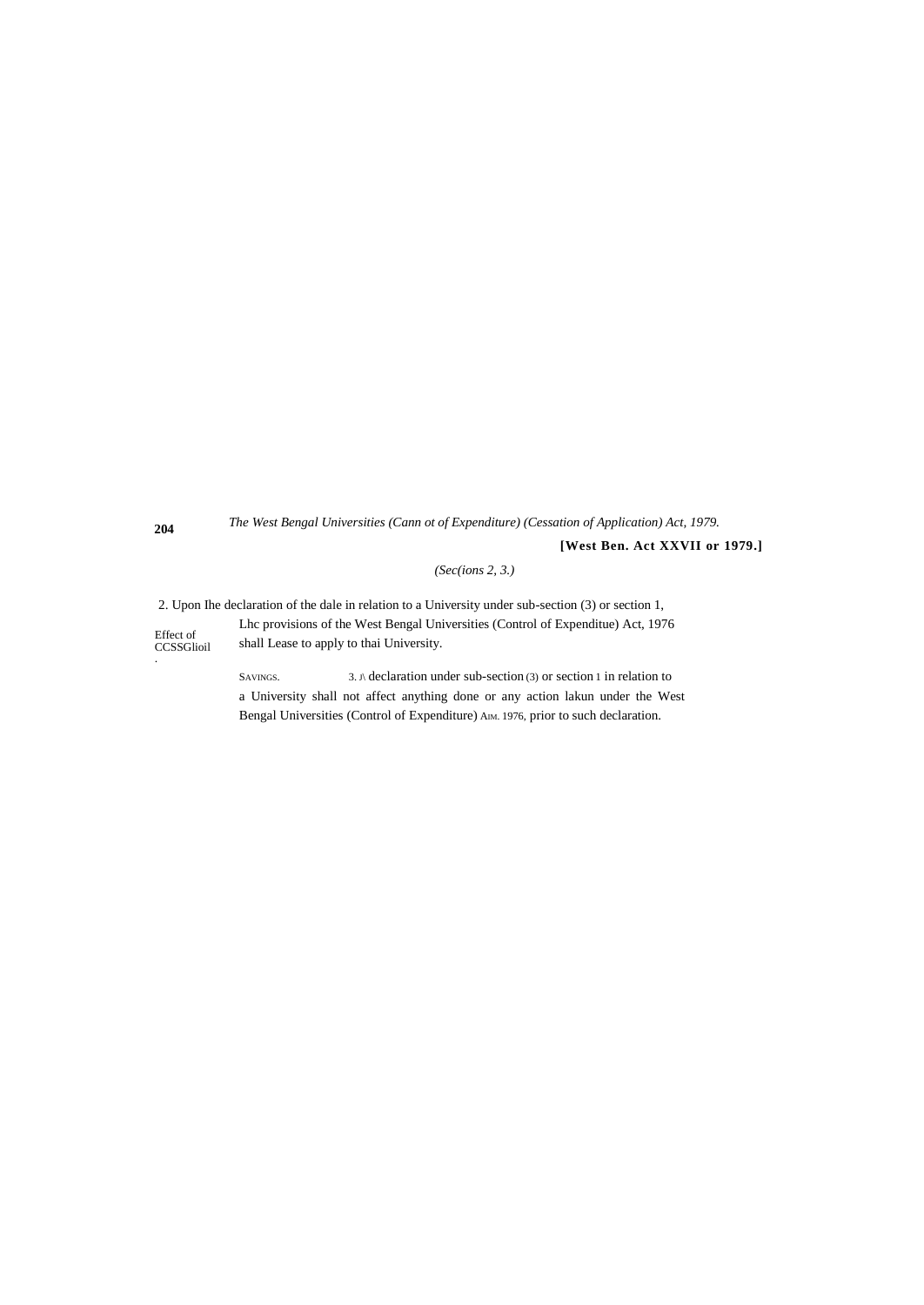*(Sec(ions 2, 3.)*

Effect of CCSSGlioil.

2. Upon Ihe declaration of the dale in relation to a University under sub-section (3) or section 1, Lhc provisions of the West Bengal Universities (Control of Expenditue) Act, 1976 shall Lease to apply to thai University.

SAVINGS.

3. J\ declaration under sub-section (3) or section 1 in relation to a University shall not affect anything done or any action lakun under the West Bengal Universities (Control of Expenditure) AIM. 1976, prior to such declaration.